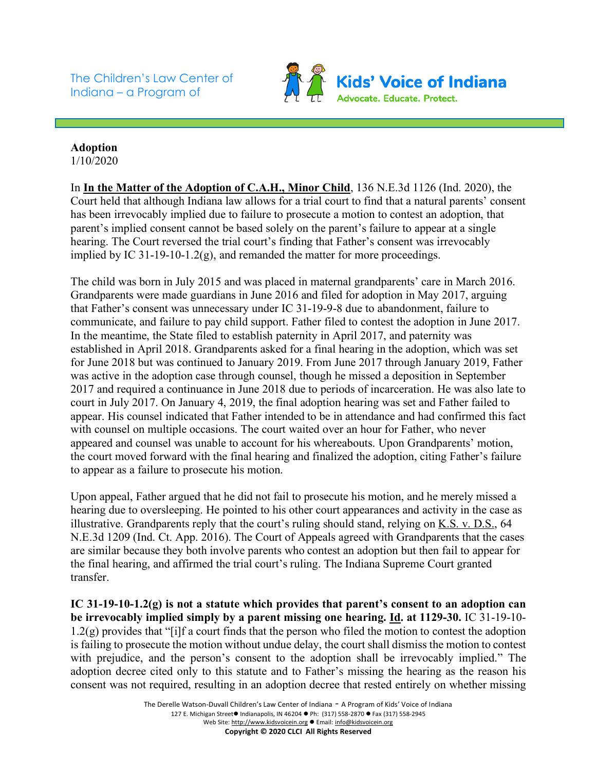The Children's Law Center of Indiana – a Program of

**Kids' Voice of Indiana**
Advocate. Educate. Protect.

**Adoption**
1/10/2020

In **In the Matter of the Adoption of C.A.H., Minor Child**, 136 N.E.3d 1126 (Ind. 2020), the Court held that although Indiana law allows for a trial court to find that a natural parents' consent has been irrevocably implied due to failure to prosecute a motion to contest an adoption, that parent's implied consent cannot be based solely on the parent's failure to appear at a single hearing. The Court reversed the trial court's finding that Father's consent was irrevocably implied by IC 31-19-10-1.2(g), and remanded the matter for more proceedings.

The child was born in July 2015 and was placed in maternal grandparents' care in March 2016. Grandparents were made guardians in June 2016 and filed for adoption in May 2017, arguing that Father's consent was unnecessary under IC 31-19-9-8 due to abandonment, failure to communicate, and failure to pay child support. Father filed to contest the adoption in June 2017. In the meantime, the State filed to establish paternity in April 2017, and paternity was established in April 2018. Grandparents asked for a final hearing in the adoption, which was set for June 2018 but was continued to January 2019. From June 2017 through January 2019, Father was active in the adoption case through counsel, though he missed a deposition in September 2017 and required a continuance in June 2018 due to periods of incarceration. He was also late to court in July 2017. On January 4, 2019, the final adoption hearing was set and Father failed to appear. His counsel indicated that Father intended to be in attendance and had confirmed this fact with counsel on multiple occasions. The court waited over an hour for Father, who never appeared and counsel was unable to account for his whereabouts. Upon Grandparents' motion, the court moved forward with the final hearing and finalized the adoption, citing Father's failure to appear as a failure to prosecute his motion.

Upon appeal, Father argued that he did not fail to prosecute his motion, and he merely missed a hearing due to oversleeping. He pointed to his other court appearances and activity in the case as illustrative. Grandparents reply that the court's ruling should stand, relying on K.S. v. D.S., 64 N.E.3d 1209 (Ind. Ct. App. 2016). The Court of Appeals agreed with Grandparents that the cases are similar because they both involve parents who contest an adoption but then fail to appear for the final hearing, and affirmed the trial court's ruling. The Indiana Supreme Court granted transfer.

**IC 31-19-10-1.2(g) is not a statute which provides that parent's consent to an adoption can be irrevocably implied simply by a parent missing one hearing. Id. at 1129-30.** IC 31-19-10-1.2(g) provides that "[i]f a court finds that the person who filed the motion to contest the adoption is failing to prosecute the motion without undue delay, the court shall dismiss the motion to contest with prejudice, and the person's consent to the adoption shall be irrevocably implied." The adoption decree cited only to this statute and to Father's missing the hearing as the reason his consent was not required, resulting in an adoption decree that rested entirely on whether missing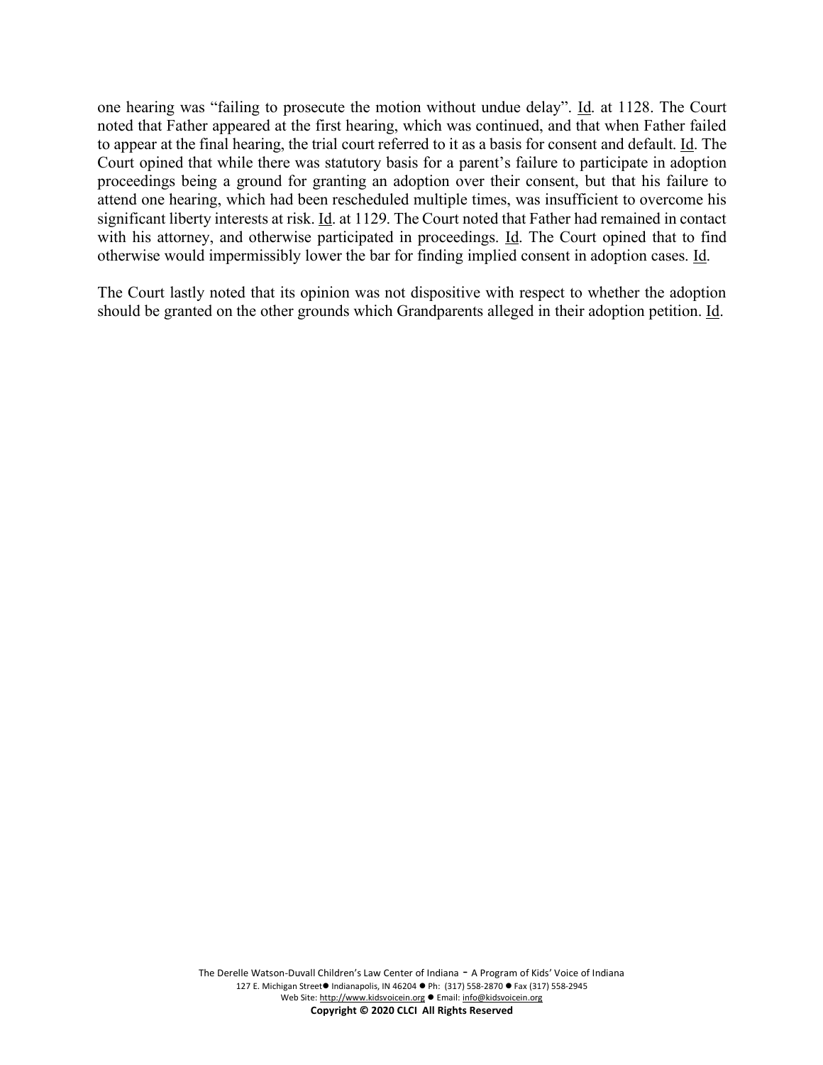one hearing was "failing to prosecute the motion without undue delay". Id. at 1128. The Court noted that Father appeared at the first hearing, which was continued, and that when Father failed to appear at the final hearing, the trial court referred to it as a basis for consent and default. Id. The Court opined that while there was statutory basis for a parent's failure to participate in adoption proceedings being a ground for granting an adoption over their consent, but that his failure to attend one hearing, which had been rescheduled multiple times, was insufficient to overcome his significant liberty interests at risk. Id. at 1129. The Court noted that Father had remained in contact with his attorney, and otherwise participated in proceedings. Id. The Court opined that to find otherwise would impermissibly lower the bar for finding implied consent in adoption cases. Id.

The Court lastly noted that its opinion was not dispositive with respect to whether the adoption should be granted on the other grounds which Grandparents alleged in their adoption petition. Id.